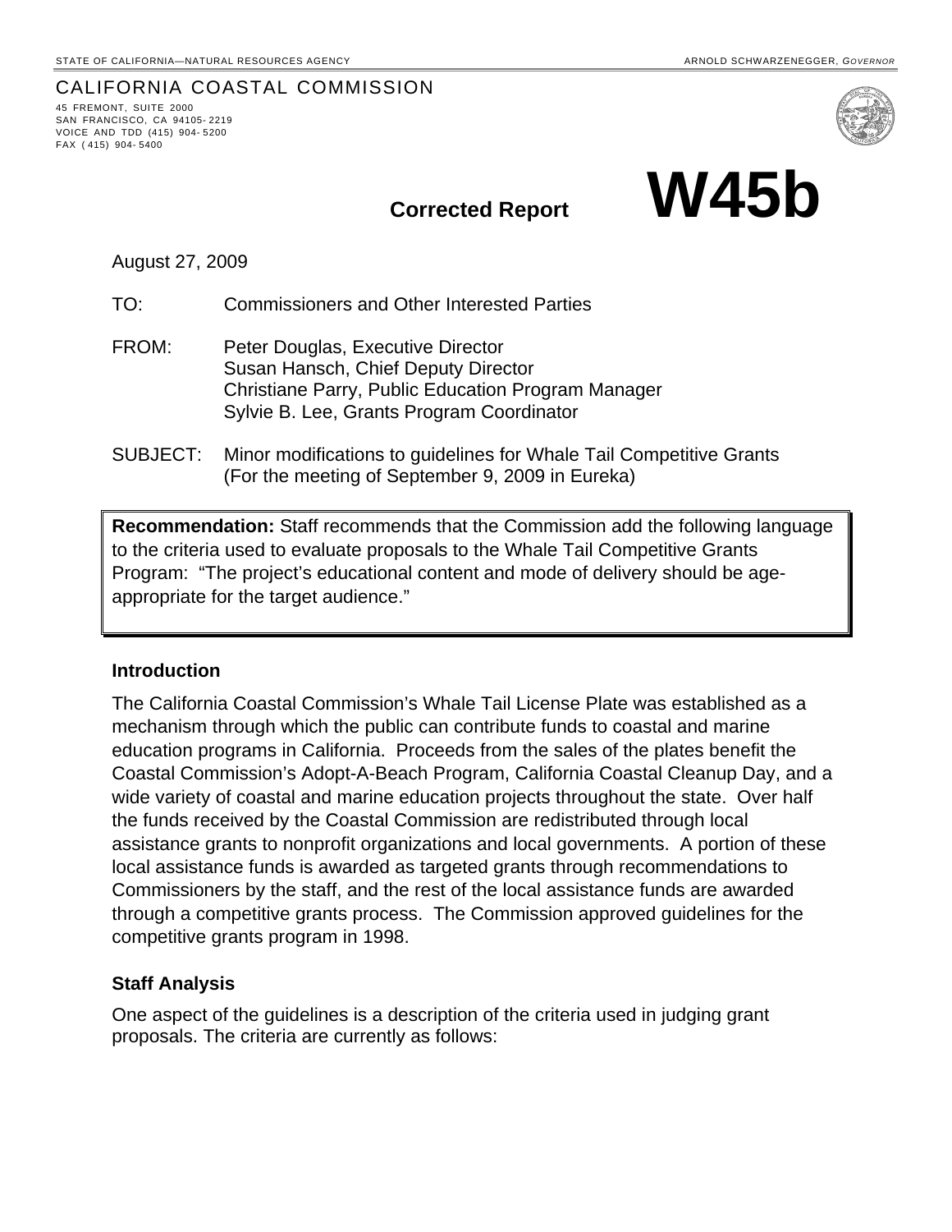STATE OF CALIFORNIA—NATURAL RESOURCES AGENCY ARNOLD SCHWARZENEGGER, *GOVERNOR*

CALIFORNIA COASTAL COMMISSION
45 FREMONT, SUITE 2000
SAN FRANCISCO, CA 94105-2219
VOICE AND TDD (415) 904-5200
FAX (415) 904-5400

**Corrected Report** **W45b**

August 27, 2009

TO: Commissioners and Other Interested Parties

FROM: Peter Douglas, Executive Director
Susan Hansch, Chief Deputy Director
Christiane Parry, Public Education Program Manager
Sylvie B. Lee, Grants Program Coordinator

SUBJECT: Minor modifications to guidelines for Whale Tail Competitive Grants
(For the meeting of September 9, 2009 in Eureka)

**Recommendation:** Staff recommends that the Commission add the following language to the criteria used to evaluate proposals to the Whale Tail Competitive Grants Program: "The project's educational content and mode of delivery should be age-appropriate for the target audience."

### Introduction

The California Coastal Commission's Whale Tail License Plate was established as a mechanism through which the public can contribute funds to coastal and marine education programs in California. Proceeds from the sales of the plates benefit the Coastal Commission's Adopt-A-Beach Program, California Coastal Cleanup Day, and a wide variety of coastal and marine education projects throughout the state. Over half the funds received by the Coastal Commission are redistributed through local assistance grants to nonprofit organizations and local governments. A portion of these local assistance funds is awarded as targeted grants through recommendations to Commissioners by the staff, and the rest of the local assistance funds are awarded through a competitive grants process. The Commission approved guidelines for the competitive grants program in 1998.

### Staff Analysis

One aspect of the guidelines is a description of the criteria used in judging grant proposals. The criteria are currently as follows: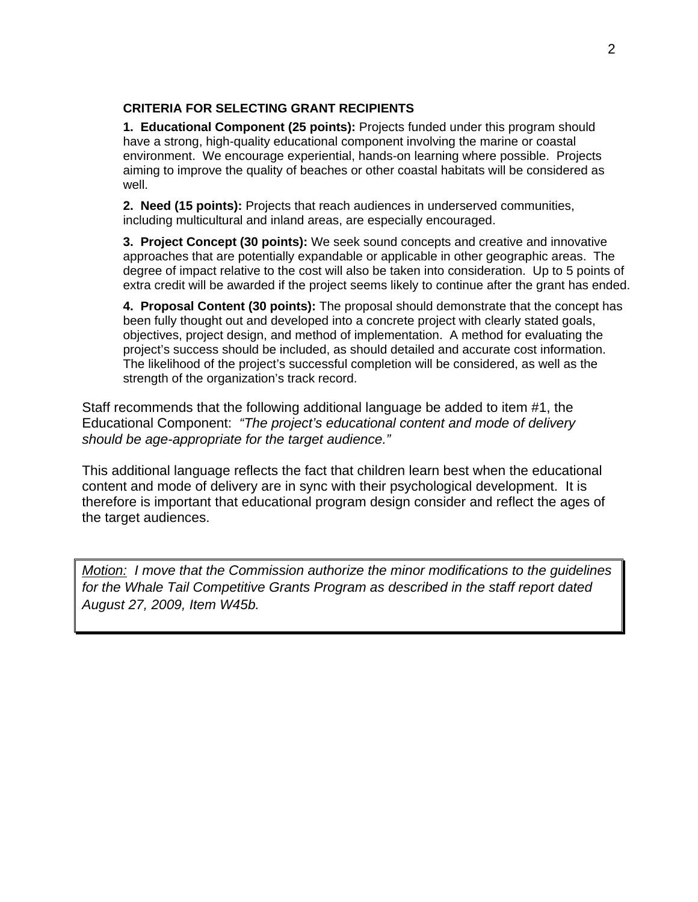**CRITERIA FOR SELECTING GRANT RECIPIENTS**

**1. Educational Component (25 points):** Projects funded under this program should have a strong, high-quality educational component involving the marine or coastal environment. We encourage experiential, hands-on learning where possible. Projects aiming to improve the quality of beaches or other coastal habitats will be considered as well.

**2. Need (15 points):** Projects that reach audiences in underserved communities, including multicultural and inland areas, are especially encouraged.

**3. Project Concept (30 points):** We seek sound concepts and creative and innovative approaches that are potentially expandable or applicable in other geographic areas. The degree of impact relative to the cost will also be taken into consideration. Up to 5 points of extra credit will be awarded if the project seems likely to continue after the grant has ended.

**4. Proposal Content (30 points):** The proposal should demonstrate that the concept has been fully thought out and developed into a concrete project with clearly stated goals, objectives, project design, and method of implementation. A method for evaluating the project's success should be included, as should detailed and accurate cost information. The likelihood of the project's successful completion will be considered, as well as the strength of the organization's track record.

Staff recommends that the following additional language be added to item #1, the Educational Component: *"The project's educational content and mode of delivery should be age-appropriate for the target audience."*

This additional language reflects the fact that children learn best when the educational content and mode of delivery are in sync with their psychological development. It is therefore is important that educational program design consider and reflect the ages of the target audiences.

*Motion: I move that the Commission authorize the minor modifications to the guidelines for the Whale Tail Competitive Grants Program as described in the staff report dated August 27, 2009, Item W45b.*